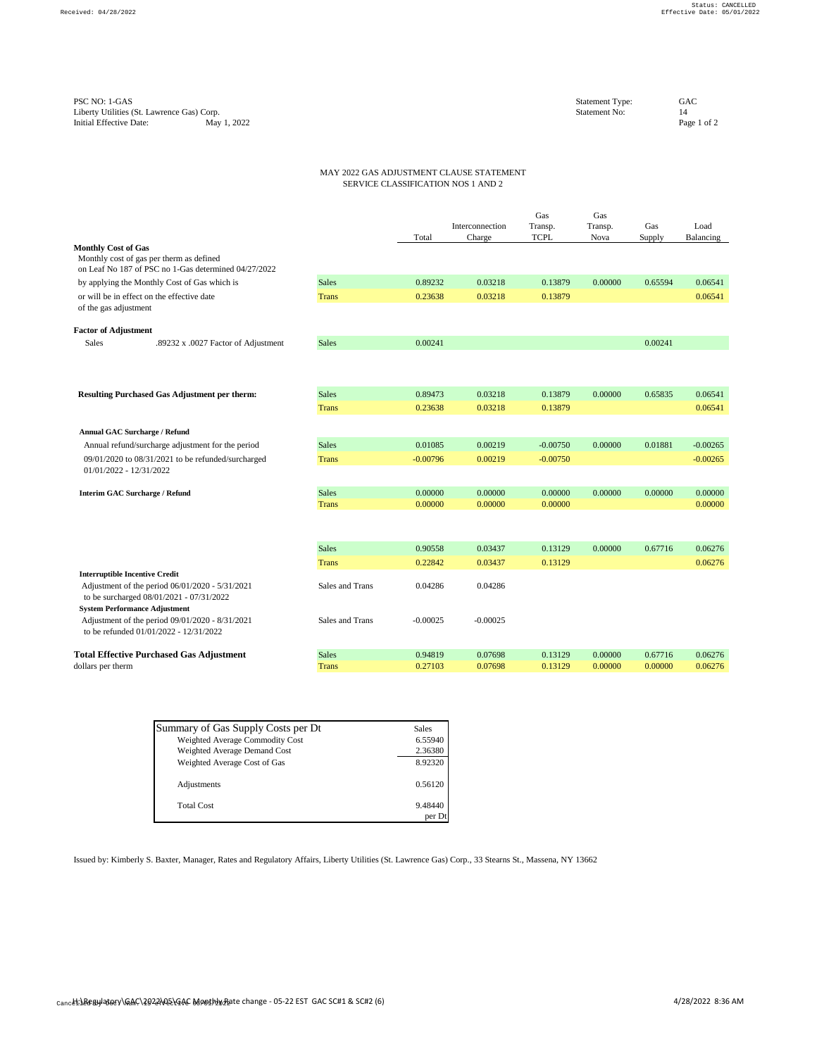PSC NO: 1-GAS
Liberty Utilities (St. Lawrence Gas) Corp.
Initial Effective Date: May 1, 2022

Statement Type: GAC
Statement No: 14

MAY 2022 GAS ADJUSTMENT CLAUSE STATEMENT
SERVICE CLASSIFICATION NOS 1 AND 2

| | | Total | Interconnection Charge | Gas Transp. TCPL | Gas Transp. Nova | Gas Supply | Load Balancing |
|---|---|---|---|---|---|---|---|
| **Monthly Cost of Gas** | | | | | | | |
| Monthly cost of gas per therm as defined on Leaf No 187 of PSC no 1-Gas determined 04/27/2022 | | | | | | | |
| by applying the Monthly Cost of Gas which is | Sales | 0.89232 | 0.03218 | 0.13879 | 0.00000 | 0.65594 | 0.06541 |
| or will be in effect on the effective date of the gas adjustment | Trans | 0.23638 | 0.03218 | 0.13879 | | | 0.06541 |
| **Factor of Adjustment** | | | | | | | |
| Sales .89232 x .0027 Factor of Adjustment | Sales | 0.00241 | | | | 0.00241 | |
| **Resulting Purchased Gas Adjustment per therm:** | Sales | 0.89473 | 0.03218 | 0.13879 | 0.00000 | 0.65835 | 0.06541 |
| | Trans | 0.23638 | 0.03218 | 0.13879 | | | 0.06541 |
| **Annual GAC Surcharge / Refund** | | | | | | | |
| Annual refund/surcharge adjustment for the period | Sales | 0.01085 | 0.00219 | -0.00750 | 0.00000 | 0.01881 | -0.00265 |
| 09/01/2020 to 08/31/2021 to be refunded/surcharged 01/01/2022 - 12/31/2022 | Trans | -0.00796 | 0.00219 | -0.00750 | | | -0.00265 |
| **Interim GAC Surcharge / Refund** | Sales | 0.00000 | 0.00000 | 0.00000 | 0.00000 | 0.00000 | 0.00000 |
| | Trans | 0.00000 | 0.00000 | 0.00000 | | | 0.00000 |
| | Sales | 0.90558 | 0.03437 | 0.13129 | 0.00000 | 0.67716 | 0.06276 |
| | Trans | 0.22842 | 0.03437 | 0.13129 | | | 0.06276 |
| **Interruptible Incentive Credit** | | | | | | | |
| Adjustment of the period 06/01/2020 - 5/31/2021 to be surcharged 08/01/2021 - 07/31/2022 | Sales and Trans | 0.04286 | 0.04286 | | | | |
| **System Performance Adjustment** | | | | | | | |
| Adjustment of the period 09/01/2020 - 8/31/2021 to be refunded 01/01/2022 - 12/31/2022 | Sales and Trans | -0.00025 | -0.00025 | | | | |
| **Total Effective Purchased Gas Adjustment** | Sales | 0.94819 | 0.07698 | 0.13129 | 0.00000 | 0.67716 | 0.06276 |
| dollars per therm | Trans | 0.27103 | 0.07698 | 0.13129 | 0.00000 | 0.00000 | 0.06276 |

| Summary of Gas Supply Costs per Dt | Sales |
|---|---|
| Weighted Average Commodity Cost | 6.55940 |
| Weighted Average Demand Cost | 2.36380 |
| Weighted Average Cost of Gas | 8.92320 |
| Adjustments | 0.56120 |
| Total Cost | 9.48440 per Dt |

Issued by: Kimberly S. Baxter, Manager, Rates and Regulatory Affairs, Liberty Utilities (St. Lawrence Gas) Corp., 33 Stearns St., Massena, NY 13662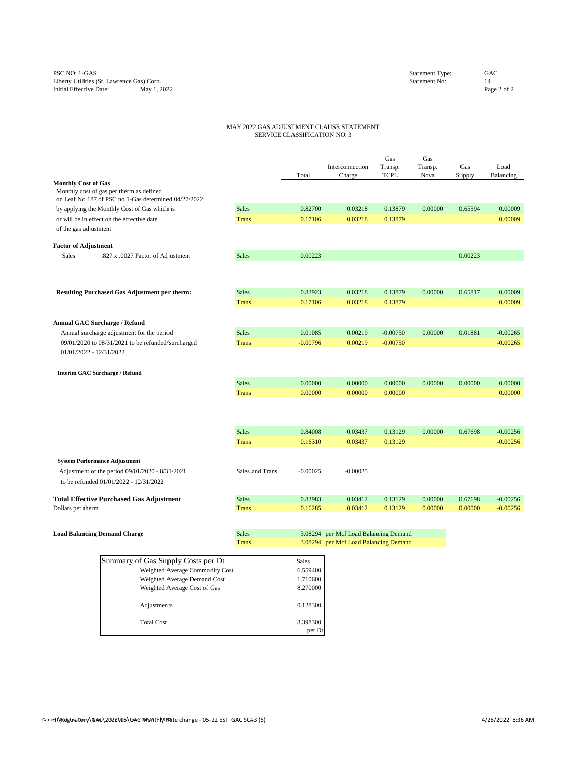PSC NO: 1-GAS
Liberty Utilities (St. Lawrence Gas) Corp.
Initial Effective Date: May 1, 2022

Statement Type: GAC
Statement No: 14

## MAY 2022 GAS ADJUSTMENT CLAUSE STATEMENT
## SERVICE CLASSIFICATION NO. 3

| | | Total | Interconnection Charge | Gas Transp. TCPL | Gas Transp. Nova | Gas Supply | Load Balancing |
|---|---|---|---|---|---|---|---|
| **Monthly Cost of Gas** | | | | | | | |
| Monthly cost of gas per therm as defined on Leaf No 187 of PSC no 1-Gas determined 04/27/2022 | | | | | | | |
| by applying the Monthly Cost of Gas which is | Sales | 0.82700 | 0.03218 | 0.13879 | 0.00000 | 0.65594 | 0.00009 |
| or will be in effect on the effective date | Trans | 0.17106 | 0.03218 | 0.13879 | | | 0.00009 |
| of the gas adjustment | | | | | | | |
| **Factor of Adjustment** | | | | | | | |
| Sales .827 x .0027 Factor of Adjustment | Sales | 0.00223 | | | | 0.00223 | |
| **Resulting Purchased Gas Adjustment per therm:** | Sales | 0.82923 | 0.03218 | 0.13879 | 0.00000 | 0.65817 | 0.00009 |
| | Trans | 0.17106 | 0.03218 | 0.13879 | | | 0.00009 |
| **Annual GAC Surcharge / Refund** | | | | | | | |
| Annual surcharge adjustment for the period | Sales | 0.01085 | 0.00219 | -0.00750 | 0.00000 | 0.01881 | -0.00265 |
| 09/01/2020 to 08/31/2021 to be refunded/surcharged | Trans | -0.00796 | 0.00219 | -0.00750 | | | -0.00265 |
| 01/01/2022 - 12/31/2022 | | | | | | | |
| **Interim GAC Surcharge / Refund** | | | | | | | |
| | Sales | 0.00000 | 0.00000 | 0.00000 | 0.00000 | 0.00000 | 0.00000 |
| | Trans | 0.00000 | 0.00000 | 0.00000 | | | 0.00000 |
| | Sales | 0.84008 | 0.03437 | 0.13129 | 0.00000 | 0.67698 | -0.00256 |
| | Trans | 0.16310 | 0.03437 | 0.13129 | | | -0.00256 |
| **System Performance Adjustment** | | | | | | | |
| Adjustment of the period 09/01/2020 - 8/31/2021 | Sales and Trans | -0.00025 | -0.00025 | | | | |
| to be refunded 01/01/2022 - 12/31/2022 | | | | | | | |
| **Total Effective Purchased Gas Adjustment** | Sales | 0.83983 | 0.03412 | 0.13129 | 0.00000 | 0.67698 | -0.00256 |
| Dollars per therm | Trans | 0.16285 | 0.03412 | 0.13129 | 0.00000 | 0.00000 | -0.00256 |
| **Load Balancing Demand Charge** | Sales | 3.08294 | per Mcf Load Balancing Demand | | | | |
| | Trans | 3.08294 | per Mcf Load Balancing Demand | | | | |

| Summary of Gas Supply Costs per Dt | Sales |
|---|---|
| Weighted Average Commodity Cost | 6.559400 |
| Weighted Average Demand Cost | 1.710600 |
| Weighted Average Cost of Gas | 8.270000 |
| Adjustments | 0.128300 |
| Total Cost | 8.398300 per Dt |

H:\Regulatory\GAC\2022\05\GAC Monthly Rate change - 05-22 EST GAC SC#3 (6) 4/28/2022 8:36 AM